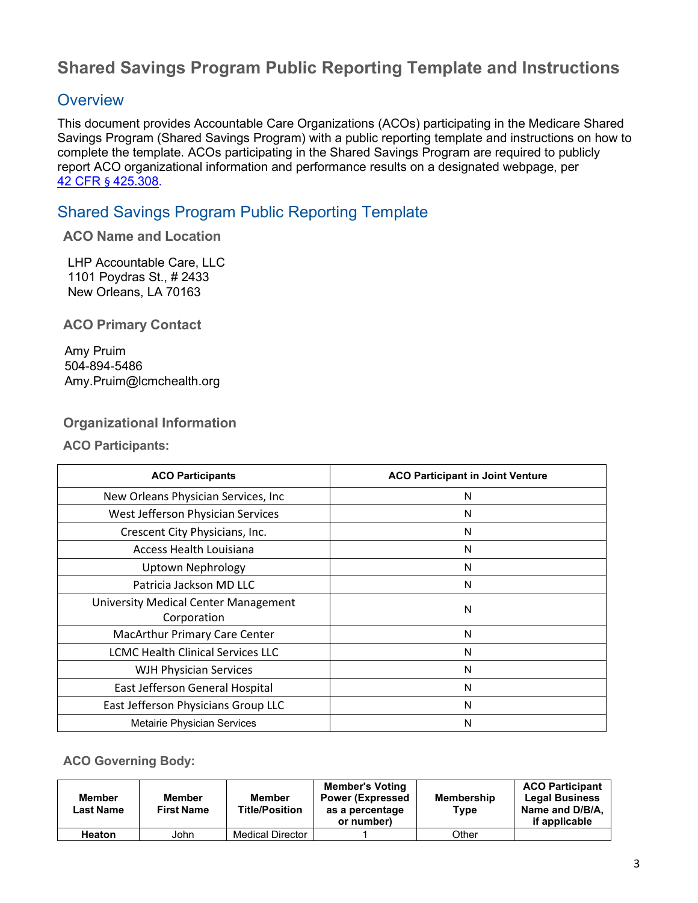# Shared Savings Program Public Reporting Template and Instructions

## Overview

This document provides Accountable Care Organizations (ACOs) participating in the Medicare Shared Savings Program (Shared Savings Program) with a public reporting template and instructions on how to complete the template. ACOs participating in the Shared Savings Program are required to publicly report ACO organizational information and performance results on a designated webpage, per [42 CFR § 425.308](42 CFR § 425.308).

## Shared Savings Program Public Reporting Template

### ACO Name and Location

LHP Accountable Care, LLC
1101 Poydras St., # 2433
New Orleans, LA 70163

### ACO Primary Contact

Amy Pruim
504-894-5486
Amy.Pruim@lcmchealth.org

### Organizational Information

#### ACO Participants:

| ACO Participants | ACO Participant in Joint Venture |
|---|---|
| New Orleans Physician Services, Inc | N |
| West Jefferson Physician Services | N |
| Crescent City Physicians, Inc. | N |
| Access Health Louisiana | N |
| Uptown Nephrology | N |
| Patricia Jackson MD LLC | N |
| University Medical Center Management Corporation | N |
| MacArthur Primary Care Center | N |
| LCMC Health Clinical Services LLC | N |
| WJH Physician Services | N |
| East Jefferson General Hospital | N |
| East Jefferson Physicians Group LLC | N |
| Metairie Physician Services | N |

#### ACO Governing Body:

| Member Last Name | Member First Name | Member Title/Position | Member's Voting Power (Expressed as a percentage or number) | Membership Type | ACO Participant Legal Business Name and D/B/A, if applicable |
|---|---|---|---|---|---|
| **Heaton** | John | Medical Director | 1 | Other | |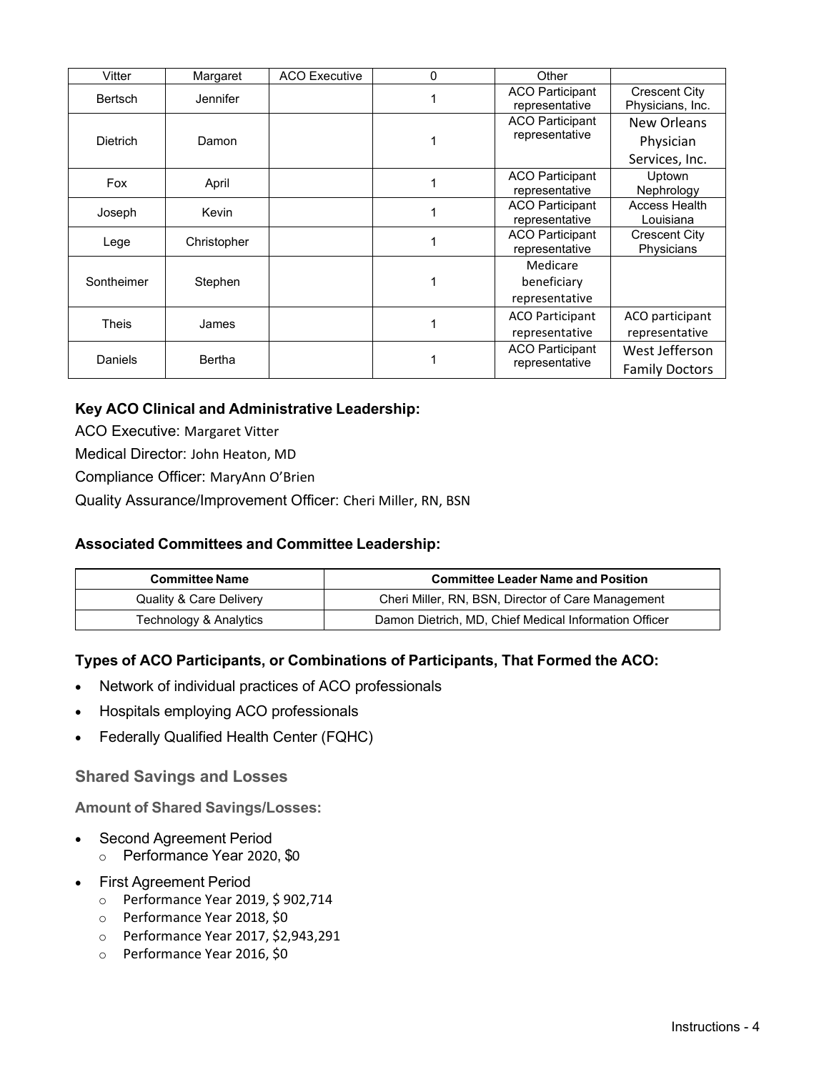| | | | | | |
|---|---|---|---|---|---|
| Vitter | Margaret | ACO Executive | 0 | Other | |
| Bertsch | Jennifer | | 1 | ACO Participant representative | Crescent City Physicians, Inc. |
| Dietrich | Damon | | 1 | ACO Participant representative | New Orleans Physician Services, Inc. |
| Fox | April | | 1 | ACO Participant representative | Uptown Nephrology |
| Joseph | Kevin | | 1 | ACO Participant representative | Access Health Louisiana |
| Lege | Christopher | | 1 | ACO Participant representative | Crescent City Physicians |
| Sontheimer | Stephen | | 1 | Medicare beneficiary representative | |
| Theis | James | | 1 | ACO Participant representative | ACO participant representative |
| Daniels | Bertha | | 1 | ACO Participant representative | West Jefferson Family Doctors |

**Key ACO Clinical and Administrative Leadership:**

ACO Executive: Margaret Vitter

Medical Director: John Heaton, MD

Compliance Officer: MaryAnn O'Brien

Quality Assurance/Improvement Officer: Cheri Miller, RN, BSN

**Associated Committees and Committee Leadership:**

| Committee Name | Committee Leader Name and Position |
|---|---|
| Quality & Care Delivery | Cheri Miller, RN, BSN, Director of Care Management |
| Technology & Analytics | Damon Dietrich, MD, Chief Medical Information Officer |

**Types of ACO Participants, or Combinations of Participants, That Formed the ACO:**

- Network of individual practices of ACO professionals
- Hospitals employing ACO professionals
- Federally Qualified Health Center (FQHC)

## Shared Savings and Losses

### Amount of Shared Savings/Losses:

- Second Agreement Period
  - Performance Year 2020, $0
- First Agreement Period
  - Performance Year 2019, $ 902,714
  - Performance Year 2018, $0
  - Performance Year 2017, $2,943,291
  - Performance Year 2016, $0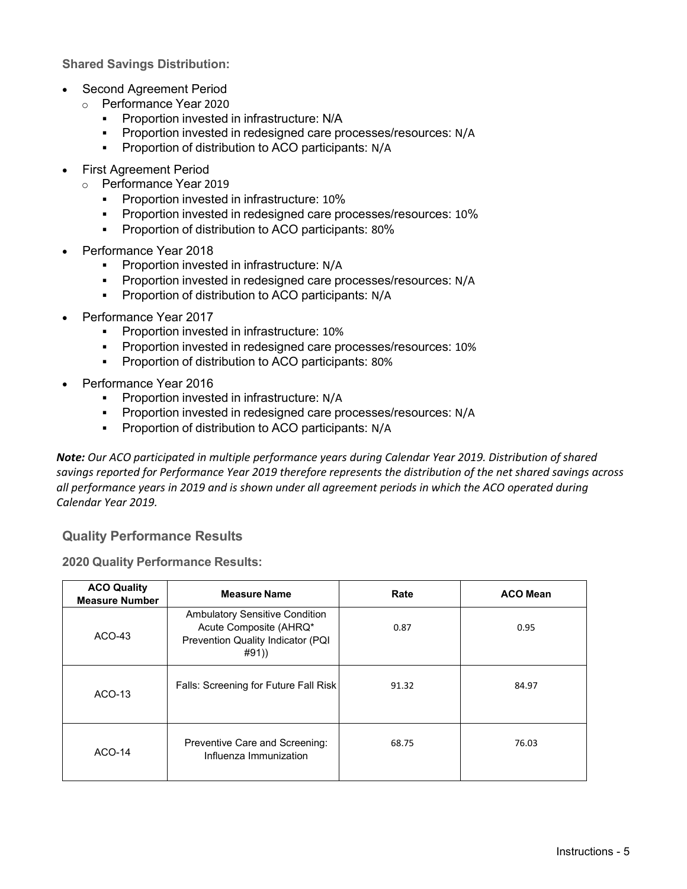### Shared Savings Distribution:

- Second Agreement Period
  - Performance Year 2020
    - Proportion invested in infrastructure: N/A
    - Proportion invested in redesigned care processes/resources: N/A
    - Proportion of distribution to ACO participants: N/A
- First Agreement Period
  - Performance Year 2019
    - Proportion invested in infrastructure: 10%
    - Proportion invested in redesigned care processes/resources: 10%
    - Proportion of distribution to ACO participants: 80%
- Performance Year 2018
    - Proportion invested in infrastructure: N/A
    - Proportion invested in redesigned care processes/resources: N/A
    - Proportion of distribution to ACO participants: N/A
- Performance Year 2017
    - Proportion invested in infrastructure: 10%
    - Proportion invested in redesigned care processes/resources: 10%
    - Proportion of distribution to ACO participants: 80%
- Performance Year 2016
    - Proportion invested in infrastructure: N/A
    - Proportion invested in redesigned care processes/resources: N/A
    - Proportion of distribution to ACO participants: N/A

***Note:*** *Our ACO participated in multiple performance years during Calendar Year 2019. Distribution of shared savings reported for Performance Year 2019 therefore represents the distribution of the net shared savings across all performance years in 2019 and is shown under all agreement periods in which the ACO operated during Calendar Year 2019.*

## Quality Performance Results

### 2020 Quality Performance Results:

| ACO Quality Measure Number | Measure Name | Rate | ACO Mean |
|---|---|---|---|
| ACO-43 | Ambulatory Sensitive Condition Acute Composite (AHRQ* Prevention Quality Indicator (PQI #91)) | 0.87 | 0.95 |
| ACO-13 | Falls: Screening for Future Fall Risk | 91.32 | 84.97 |
| ACO-14 | Preventive Care and Screening: Influenza Immunization | 68.75 | 76.03 |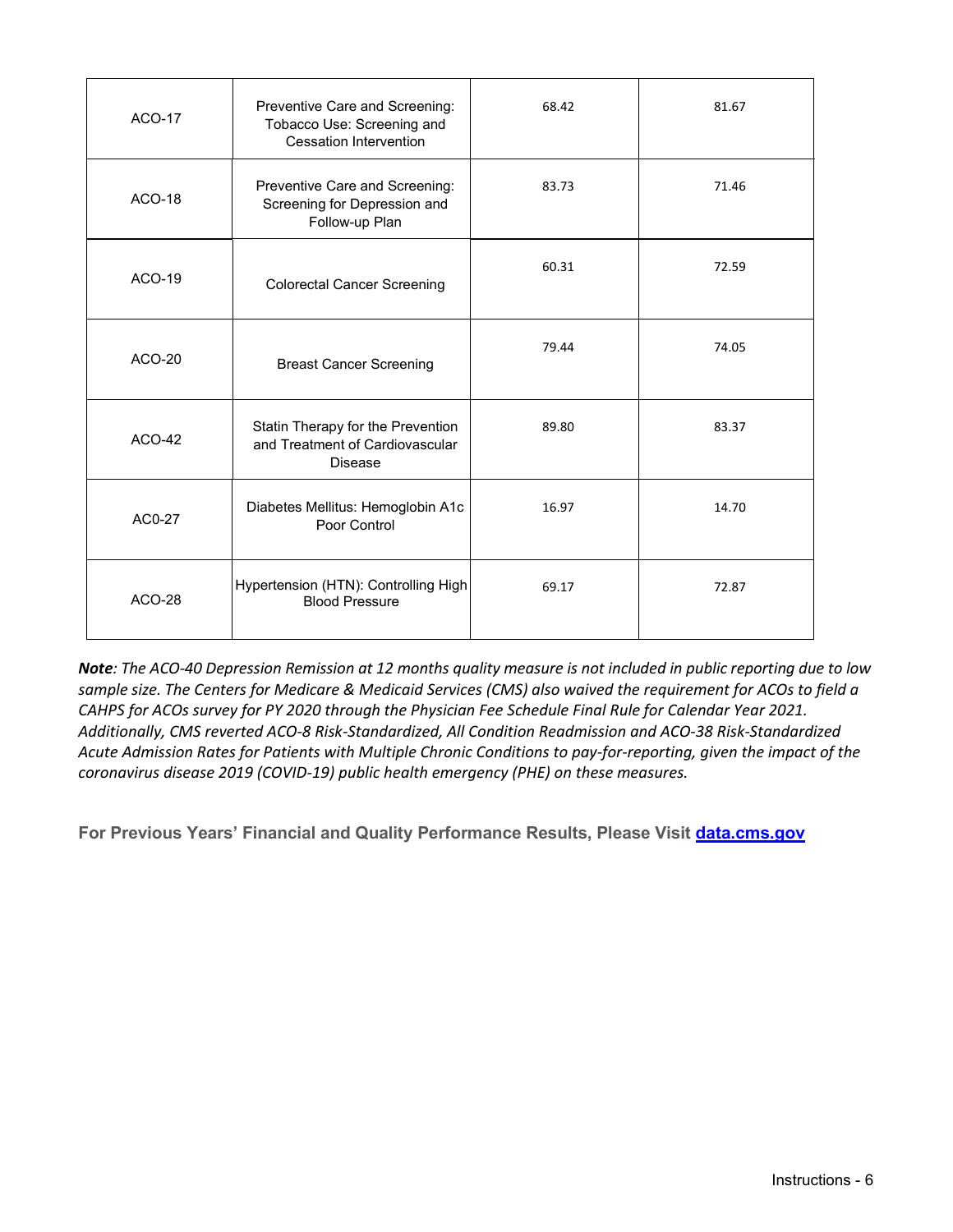| | | | |
|---|---|---|---|
| ACO-17 | Preventive Care and Screening: Tobacco Use: Screening and Cessation Intervention | 68.42 | 81.67 |
| ACO-18 | Preventive Care and Screening: Screening for Depression and Follow-up Plan | 83.73 | 71.46 |
| ACO-19 | Colorectal Cancer Screening | 60.31 | 72.59 |
| ACO-20 | Breast Cancer Screening | 79.44 | 74.05 |
| ACO-42 | Statin Therapy for the Prevention and Treatment of Cardiovascular Disease | 89.80 | 83.37 |
| AC0-27 | Diabetes Mellitus: Hemoglobin A1c Poor Control | 16.97 | 14.70 |
| ACO-28 | Hypertension (HTN): Controlling High Blood Pressure | 69.17 | 72.87 |

***Note**: The ACO-40 Depression Remission at 12 months quality measure is not included in public reporting due to low sample size. The Centers for Medicare & Medicaid Services (CMS) also waived the requirement for ACOs to field a CAHPS for ACOs survey for PY 2020 through the Physician Fee Schedule Final Rule for Calendar Year 2021. Additionally, CMS reverted ACO-8 Risk-Standardized, All Condition Readmission and ACO-38 Risk-Standardized Acute Admission Rates for Patients with Multiple Chronic Conditions to pay-for-reporting, given the impact of the coronavirus disease 2019 (COVID-19) public health emergency (PHE) on these measures.*

**For Previous Years' Financial and Quality Performance Results, Please Visit [data.cms.gov](data.cms.gov)**